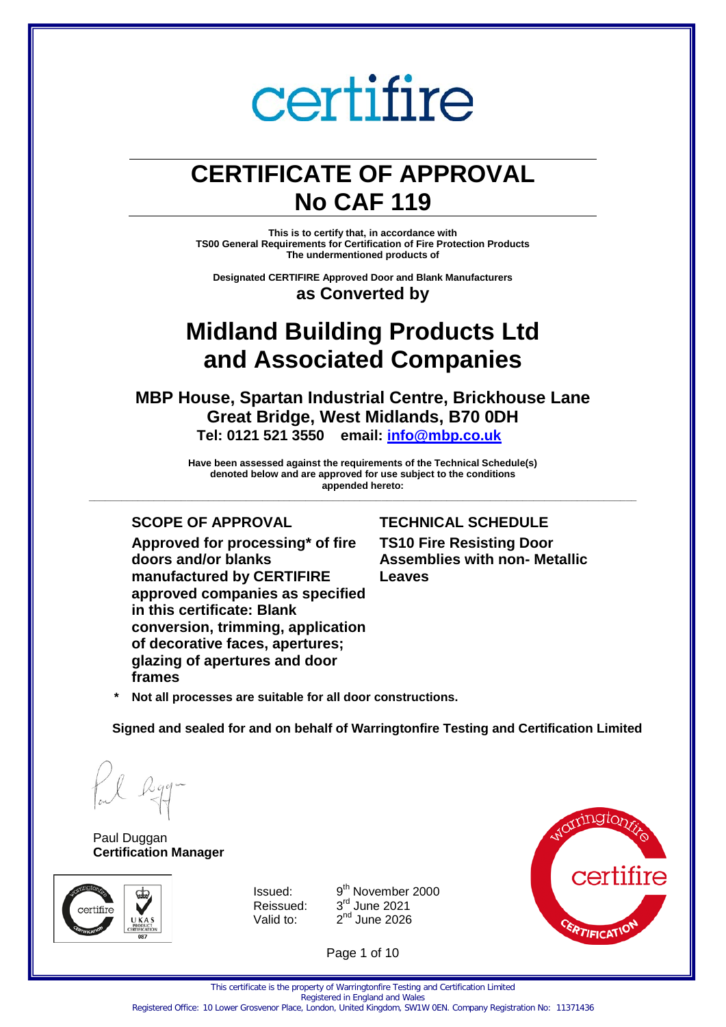# certifire

# CERTIFICATE OF APPROVAL
# No CAF 119

**This is to certify that, in accordance with**
**TS00 General Requirements for Certification of Fire Protection Products**
**The undermentioned products of**

**Designated CERTIFIRE Approved Door and Blank Manufacturers**
**as Converted by**

## Midland Building Products Ltd and Associated Companies

**MBP House, Spartan Industrial Centre, Brickhouse Lane**
**Great Bridge, West Midlands, B70 0DH**
**Tel: 0121 521 3550 email: info@mbp.co.uk**

**Have been assessed against the requirements of the Technical Schedule(s) denoted below and are approved for use subject to the conditions appended hereto:**

---

### SCOPE OF APPROVAL

**Approved for processing* of fire doors and/or blanks manufactured by CERTIFIRE approved companies as specified in this certificate: Blank conversion, trimming, application of decorative faces, apertures; glazing of apertures and door frames**

### TECHNICAL SCHEDULE

**TS10 Fire Resisting Door Assemblies with non- Metallic Leaves**

**\* Not all processes are suitable for all door constructions.**

**Signed and sealed for and on behalf of Warringtonfire Testing and Certification Limited**

Paul Duggan
**Certification Manager**

| | |
|---|---|
| Issued: | 9th November 2000 |
| Reissued: | 3rd June 2021 |
| Valid to: | 2nd June 2026 |

This certificate is the property of Warringtonfire Testing and Certification Limited
Registered in England and Wales
Registered Office: 10 Lower Grosvenor Place, London, United Kingdom, SW1W 0EN. Company Registration No: 11371436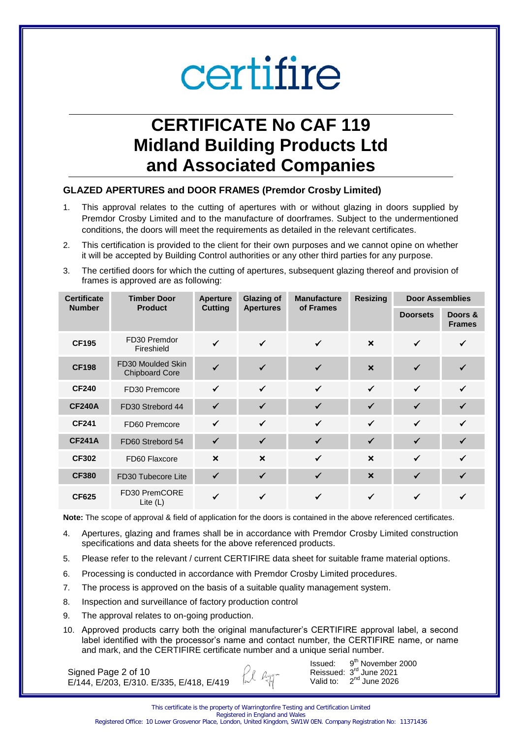certifire

# CERTIFICATE No CAF 119
# Midland Building Products Ltd
# and Associated Companies

### GLAZED APERTURES and DOOR FRAMES (Premdor Crosby Limited)

1. This approval relates to the cutting of apertures with or without glazing in doors supplied by Premdor Crosby Limited and to the manufacture of doorframes. Subject to the undermentioned conditions, the doors will meet the requirements as detailed in the relevant certificates.
2. This certification is provided to the client for their own purposes and we cannot opine on whether it will be accepted by Building Control authorities or any other third parties for any purpose.
3. The certified doors for which the cutting of apertures, subsequent glazing thereof and provision of frames is approved are as following:

| Certificate Number | Timber Door Product | Aperture Cutting | Glazing of Apertures | Manufacture of Frames | Resizing | Door Assemblies | |
|---|---|---|---|---|---|---|---|
| | | | | | | Doorsets | Doors & Frames |
| **CF195** | FD30 Premdor Fireshield | ✓ | ✓ | ✓ | ✗ | ✓ | ✓ |
| **CF198** | FD30 Moulded Skin Chipboard Core | ✓ | ✓ | ✓ | ✗ | ✓ | ✓ |
| **CF240** | FD30 Premcore | ✓ | ✓ | ✓ | ✓ | ✓ | ✓ |
| **CF240A** | FD30 Strebord 44 | ✓ | ✓ | ✓ | ✓ | ✓ | ✓ |
| **CF241** | FD60 Premcore | ✓ | ✓ | ✓ | ✓ | ✓ | ✓ |
| **CF241A** | FD60 Strebord 54 | ✓ | ✓ | ✓ | ✓ | ✓ | ✓ |
| **CF302** | FD60 Flaxcore | ✗ | ✗ | ✓ | ✗ | ✓ | ✓ |
| **CF380** | FD30 Tubecore Lite | ✓ | ✓ | ✓ | ✗ | ✓ | ✓ |
| **CF625** | FD30 PremCORE Lite (L) | ✓ | ✓ | ✓ | ✓ | ✓ | ✓ |

**Note:** The scope of approval & field of application for the doors is contained in the above referenced certificates.

4. Apertures, glazing and frames shall be in accordance with Premdor Crosby Limited construction specifications and data sheets for the above referenced products.
5. Please refer to the relevant / current CERTIFIRE data sheet for suitable frame material options.
6. Processing is conducted in accordance with Premdor Crosby Limited procedures.
7. The process is approved on the basis of a suitable quality management system.
8. Inspection and surveillance of factory production control
9. The approval relates to on-going production.
10. Approved products carry both the original manufacturer's CERTIFIRE approval label, a second label identified with the processor's name and contact number, the CERTIFIRE name, or name and mark, and the CERTIFIRE certificate number and a unique serial number.

Signed
E/144, E/203, E/310. E/335, E/418, E/419

Issued: 9th November 2000
Reissued: 3rd June 2021
Valid to: 2nd June 2026

This certificate is the property of Warringtonfire Testing and Certification Limited
Registered in England and Wales
Registered Office: 10 Lower Grosvenor Place, London, United Kingdom, SW1W 0EN. Company Registration No: 11371436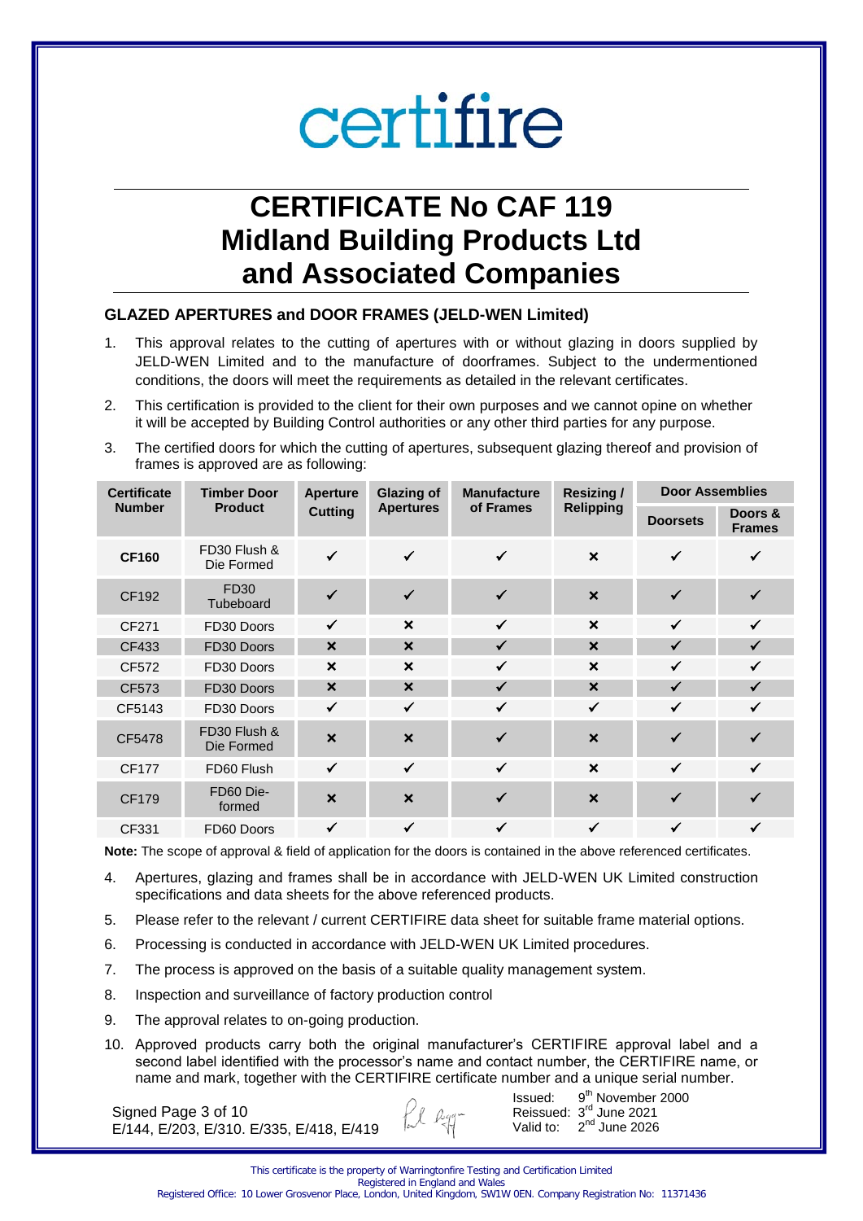# certifire

# CERTIFICATE No CAF 119
# Midland Building Products Ltd
# and Associated Companies

### GLAZED APERTURES and DOOR FRAMES (JELD-WEN Limited)

1. This approval relates to the cutting of apertures with or without glazing in doors supplied by JELD-WEN Limited and to the manufacture of doorframes. Subject to the undermentioned conditions, the doors will meet the requirements as detailed in the relevant certificates.
2. This certification is provided to the client for their own purposes and we cannot opine on whether it will be accepted by Building Control authorities or any other third parties for any purpose.
3. The certified doors for which the cutting of apertures, subsequent glazing thereof and provision of frames is approved are as following:

| Certificate Number | Timber Door Product | Aperture Cutting | Glazing of Apertures | Manufacture of Frames | Resizing / Relipping | Door Assemblies | |
|---|---|---|---|---|---|---|---|
| | | | | | | Doorsets | Doors & Frames |
| **CF160** | FD30 Flush & Die Formed | ✓ | ✓ | ✓ | × | ✓ | ✓ |
| CF192 | FD30 Tubeboard | ✓ | ✓ | ✓ | × | ✓ | ✓ |
| CF271 | FD30 Doors | ✓ | × | ✓ | × | ✓ | ✓ |
| CF433 | FD30 Doors | × | × | ✓ | × | ✓ | ✓ |
| CF572 | FD30 Doors | × | × | ✓ | × | ✓ | ✓ |
| CF573 | FD30 Doors | × | × | ✓ | × | ✓ | ✓ |
| CF5143 | FD30 Doors | ✓ | ✓ | ✓ | ✓ | ✓ | ✓ |
| CF5478 | FD30 Flush & Die Formed | × | × | ✓ | × | ✓ | ✓ |
| CF177 | FD60 Flush | ✓ | ✓ | ✓ | × | ✓ | ✓ |
| CF179 | FD60 Die-formed | × | × | ✓ | × | ✓ | ✓ |
| CF331 | FD60 Doors | ✓ | ✓ | ✓ | ✓ | ✓ | ✓ |

**Note:** The scope of approval & field of application for the doors is contained in the above referenced certificates.

4. Apertures, glazing and frames shall be in accordance with JELD-WEN UK Limited construction specifications and data sheets for the above referenced products.
5. Please refer to the relevant / current CERTIFIRE data sheet for suitable frame material options.
6. Processing is conducted in accordance with JELD-WEN UK Limited procedures.
7. The process is approved on the basis of a suitable quality management system.
8. Inspection and surveillance of factory production control
9. The approval relates to on-going production.
10. Approved products carry both the original manufacturer's CERTIFIRE approval label and a second label identified with the processor's name and contact number, the CERTIFIRE name, or name and mark, together with the CERTIFIRE certificate number and a unique serial number.

Signed Page 3 of 10
E/144, E/203, E/310. E/335, E/418, E/419

Issued: 9th November 2000
Reissued: 3rd June 2021
Valid to: 2nd June 2026

This certificate is the property of Warringtonfire Testing and Certification Limited
Registered in England and Wales
Registered Office: 10 Lower Grosvenor Place, London, United Kingdom, SW1W 0EN. Company Registration No: 11371436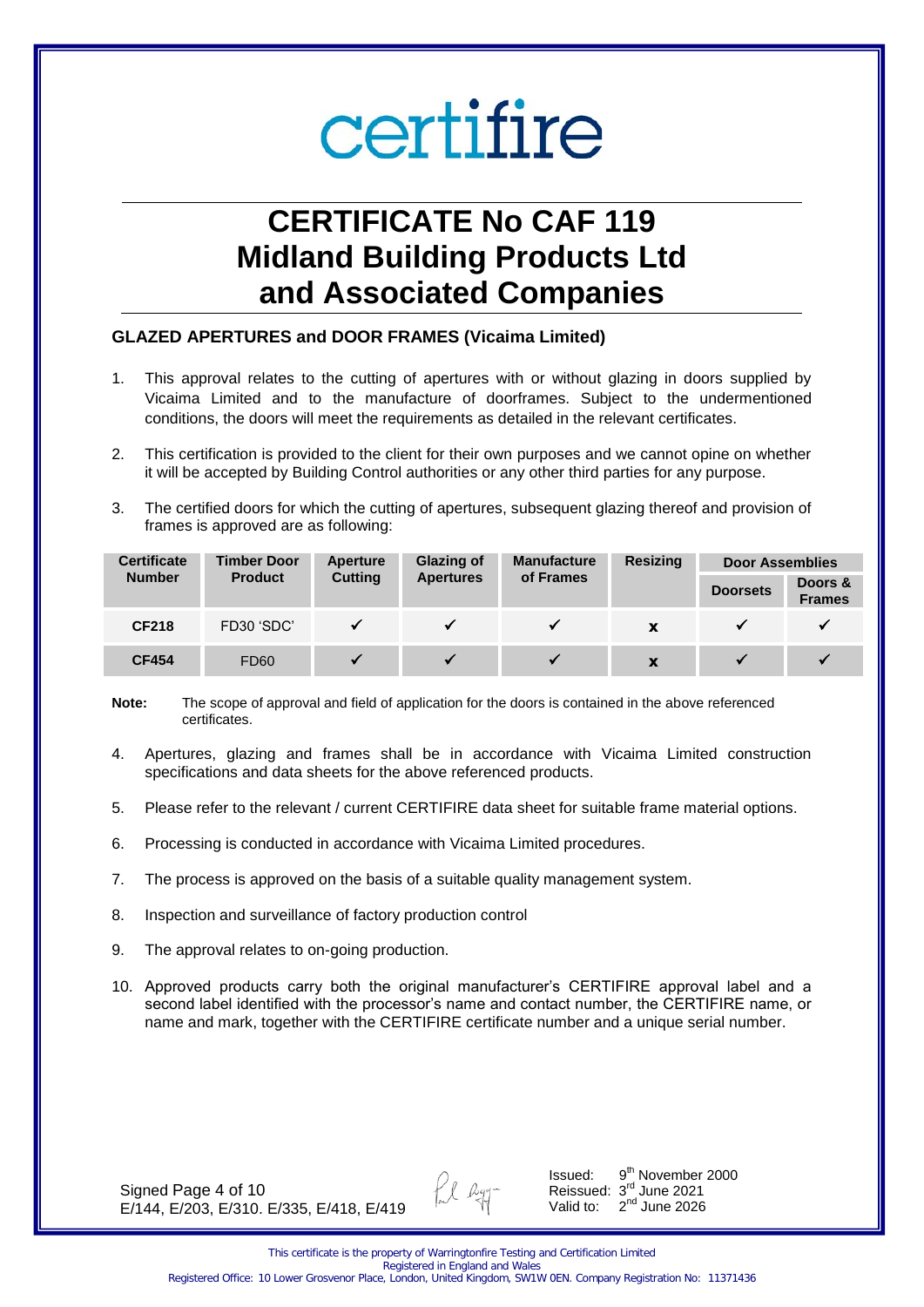certifire

# CERTIFICATE No CAF 119
# Midland Building Products Ltd and Associated Companies

### GLAZED APERTURES and DOOR FRAMES (Vicaima Limited)

1. This approval relates to the cutting of apertures with or without glazing in doors supplied by Vicaima Limited and to the manufacture of doorframes. Subject to the undermentioned conditions, the doors will meet the requirements as detailed in the relevant certificates.

2. This certification is provided to the client for their own purposes and we cannot opine on whether it will be accepted by Building Control authorities or any other third parties for any purpose.

3. The certified doors for which the cutting of apertures, subsequent glazing thereof and provision of frames is approved are as following:

| Certificate Number | Timber Door Product | Aperture Cutting | Glazing of Apertures | Manufacture of Frames | Resizing | Door Assemblies | |
|---|---|---|---|---|---|---|---|
| | | | | | | Doorsets | Doors & Frames |
| **CF218** | FD30 'SDC' | ✓ | ✓ | ✓ | x | ✓ | ✓ |
| **CF454** | FD60 | ✓ | ✓ | ✓ | x | ✓ | ✓ |

**Note:** The scope of approval and field of application for the doors is contained in the above referenced certificates.

4. Apertures, glazing and frames shall be in accordance with Vicaima Limited construction specifications and data sheets for the above referenced products.

5. Please refer to the relevant / current CERTIFIRE data sheet for suitable frame material options.

6. Processing is conducted in accordance with Vicaima Limited procedures.

7. The process is approved on the basis of a suitable quality management system.

8. Inspection and surveillance of factory production control

9. The approval relates to on-going production.

10. Approved products carry both the original manufacturer's CERTIFIRE approval label and a second label identified with the processor's name and contact number, the CERTIFIRE name, or name and mark, together with the CERTIFIRE certificate number and a unique serial number.

Signed Page 4 of 10
E/144, E/203, E/310. E/335, E/418, E/419

Issued: 9th November 2000
Reissued: 3rd June 2021
Valid to: 2nd June 2026

This certificate is the property of Warringtonfire Testing and Certification Limited
Registered in England and Wales
Registered Office: 10 Lower Grosvenor Place, London, United Kingdom, SW1W 0EN. Company Registration No: 11371436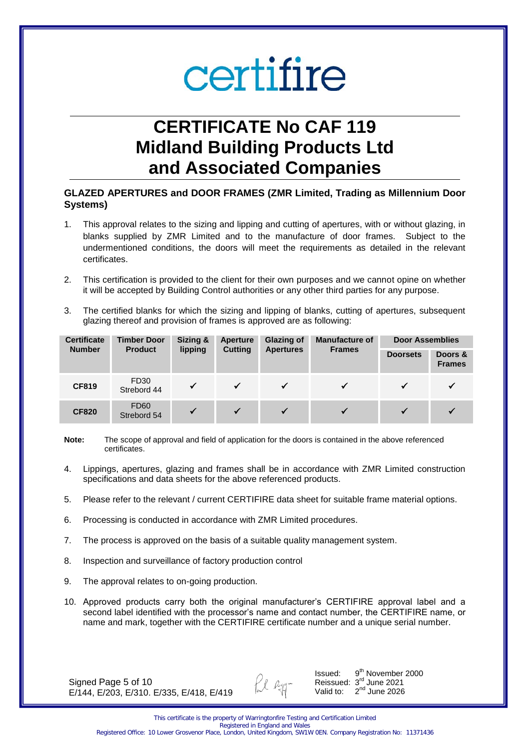certifire

# CERTIFICATE No CAF 119
# Midland Building Products Ltd
# and Associated Companies

**GLAZED APERTURES and DOOR FRAMES (ZMR Limited, Trading as Millennium Door Systems)**

1. This approval relates to the sizing and lipping and cutting of apertures, with or without glazing, in blanks supplied by ZMR Limited and to the manufacture of door frames. Subject to the undermentioned conditions, the doors will meet the requirements as detailed in the relevant certificates.

2. This certification is provided to the client for their own purposes and we cannot opine on whether it will be accepted by Building Control authorities or any other third parties for any purpose.

3. The certified blanks for which the sizing and lipping of blanks, cutting of apertures, subsequent glazing thereof and provision of frames is approved are as following:

| Certificate Number | Timber Door Product | Sizing & lipping | Aperture Cutting | Glazing of Apertures | Manufacture of Frames | Door Assemblies | |
|---|---|---|---|---|---|---|---|
| | | | | | | Doorsets | Doors & Frames |
| CF819 | FD30 Strebord 44 | ✓ | ✓ | ✓ | ✓ | ✓ | ✓ |
| CF820 | FD60 Strebord 54 | ✓ | ✓ | ✓ | ✓ | ✓ | ✓ |

**Note:** The scope of approval and field of application for the doors is contained in the above referenced certificates.

4. Lippings, apertures, glazing and frames shall be in accordance with ZMR Limited construction specifications and data sheets for the above referenced products.

5. Please refer to the relevant / current CERTIFIRE data sheet for suitable frame material options.

6. Processing is conducted in accordance with ZMR Limited procedures.

7. The process is approved on the basis of a suitable quality management system.

8. Inspection and surveillance of factory production control

9. The approval relates to on-going production.

10. Approved products carry both the original manufacturer's CERTIFIRE approval label and a second label identified with the processor's name and contact number, the CERTIFIRE name, or name and mark, together with the CERTIFIRE certificate number and a unique serial number.

Signed Page 5 of 10
E/144, E/203, E/310. E/335, E/418, E/419

Issued: 9th November 2000
Reissued: 3rd June 2021
Valid to: 2nd June 2026

This certificate is the property of Warringtonfire Testing and Certification Limited
Registered in England and Wales
Registered Office: 10 Lower Grosvenor Place, London, United Kingdom, SW1W 0EN. Company Registration No: 11371436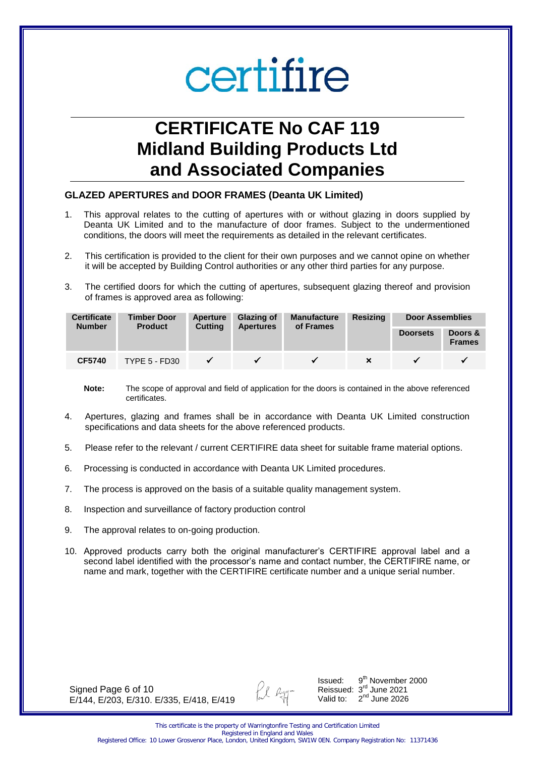# certifire

# CERTIFICATE No CAF 119
# Midland Building Products Ltd
# and Associated Companies

### GLAZED APERTURES and DOOR FRAMES (Deanta UK Limited)

1. This approval relates to the cutting of apertures with or without glazing in doors supplied by Deanta UK Limited and to the manufacture of door frames. Subject to the undermentioned conditions, the doors will meet the requirements as detailed in the relevant certificates.

2. This certification is provided to the client for their own purposes and we cannot opine on whether it will be accepted by Building Control authorities or any other third parties for any purpose.

3. The certified doors for which the cutting of apertures, subsequent glazing thereof and provision of frames is approved area as following:

| Certificate Number | Timber Door Product | Aperture Cutting | Glazing of Apertures | Manufacture of Frames | Resizing | Door Assemblies | |
|---|---|---|---|---|---|---|---|
| | | | | | | Doorsets | Doors & Frames |
| CF5740 | TYPE 5 - FD30 | ✓ | ✓ | ✓ | × | ✓ | ✓ |

**Note:** The scope of approval and field of application for the doors is contained in the above referenced certificates.

4. Apertures, glazing and frames shall be in accordance with Deanta UK Limited construction specifications and data sheets for the above referenced products.

5. Please refer to the relevant / current CERTIFIRE data sheet for suitable frame material options.

6. Processing is conducted in accordance with Deanta UK Limited procedures.

7. The process is approved on the basis of a suitable quality management system.

8. Inspection and surveillance of factory production control

9. The approval relates to on-going production.

10. Approved products carry both the original manufacturer's CERTIFIRE approval label and a second label identified with the processor's name and contact number, the CERTIFIRE name, or name and mark, together with the CERTIFIRE certificate number and a unique serial number.

Signed Page 6 of 10
E/144, E/203, E/310. E/335, E/418, E/419

Issued: 9th November 2000
Reissued: 3rd June 2021
Valid to: 2nd June 2026

This certificate is the property of Warringtonfire Testing and Certification Limited
Registered in England and Wales
Registered Office: 10 Lower Grosvenor Place, London, United Kingdom, SW1W 0EN. Company Registration No: 11371436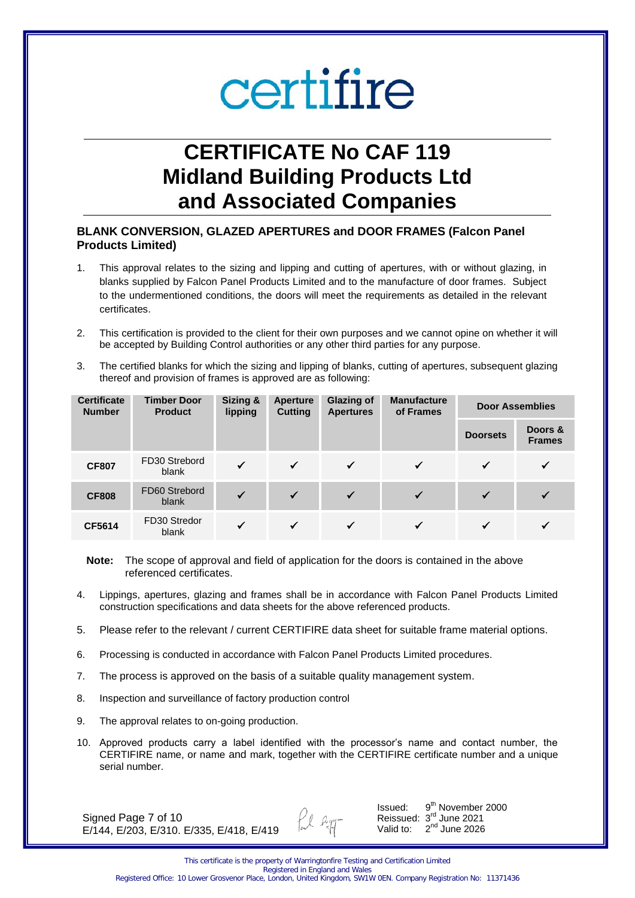# certifire

# CERTIFICATE No CAF 119
# Midland Building Products Ltd
# and Associated Companies

### BLANK CONVERSION, GLAZED APERTURES and DOOR FRAMES (Falcon Panel Products Limited)

1. This approval relates to the sizing and lipping and cutting of apertures, with or without glazing, in blanks supplied by Falcon Panel Products Limited and to the manufacture of door frames. Subject to the undermentioned conditions, the doors will meet the requirements as detailed in the relevant certificates.

2. This certification is provided to the client for their own purposes and we cannot opine on whether it will be accepted by Building Control authorities or any other third parties for any purpose.

3. The certified blanks for which the sizing and lipping of blanks, cutting of apertures, subsequent glazing thereof and provision of frames is approved are as following:

| Certificate Number | Timber Door Product | Sizing & lipping | Aperture Cutting | Glazing of Apertures | Manufacture of Frames | Door Assemblies | |
|---|---|---|---|---|---|---|---|
| | | | | | | Doorsets | Doors & Frames |
| CF807 | FD30 Strebord blank | ✓ | ✓ | ✓ | ✓ | ✓ | ✓ |
| CF808 | FD60 Strebord blank | ✓ | ✓ | ✓ | ✓ | ✓ | ✓ |
| CF5614 | FD30 Stredor blank | ✓ | ✓ | ✓ | ✓ | ✓ | ✓ |

**Note:** The scope of approval and field of application for the doors is contained in the above referenced certificates.

4. Lippings, apertures, glazing and frames shall be in accordance with Falcon Panel Products Limited construction specifications and data sheets for the above referenced products.

5. Please refer to the relevant / current CERTIFIRE data sheet for suitable frame material options.

6. Processing is conducted in accordance with Falcon Panel Products Limited procedures.

7. The process is approved on the basis of a suitable quality management system.

8. Inspection and surveillance of factory production control

9. The approval relates to on-going production.

10. Approved products carry a label identified with the processor's name and contact number, the CERTIFIRE name, or name and mark, together with the CERTIFIRE certificate number and a unique serial number.

Signed
E/144, E/203, E/310. E/335, E/418, E/419

Issued: 9th November 2000
Reissued: 3rd June 2021
Valid to: 2nd June 2026

This certificate is the property of Warringtonfire Testing and Certification Limited
Registered in England and Wales
Registered Office: 10 Lower Grosvenor Place, London, United Kingdom, SW1W 0EN. Company Registration No: 11371436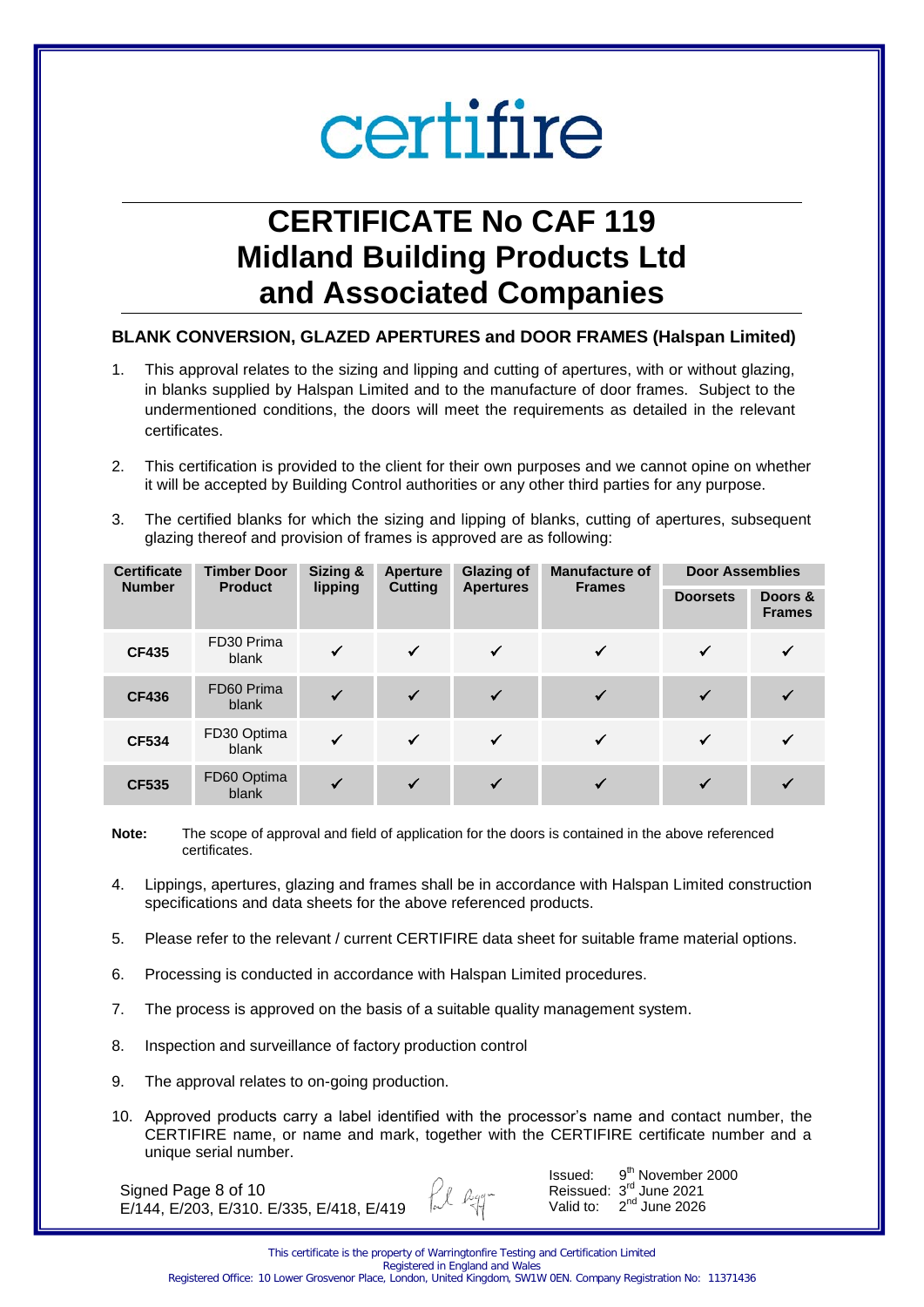certifire

# CERTIFICATE No CAF 119
# Midland Building Products Ltd
# and Associated Companies

### BLANK CONVERSION, GLAZED APERTURES and DOOR FRAMES (Halspan Limited)

1. This approval relates to the sizing and lipping and cutting of apertures, with or without glazing, in blanks supplied by Halspan Limited and to the manufacture of door frames. Subject to the undermentioned conditions, the doors will meet the requirements as detailed in the relevant certificates.

2. This certification is provided to the client for their own purposes and we cannot opine on whether it will be accepted by Building Control authorities or any other third parties for any purpose.

3. The certified blanks for which the sizing and lipping of blanks, cutting of apertures, subsequent glazing thereof and provision of frames is approved are as following:

| Certificate Number | Timber Door Product | Sizing & lipping | Aperture Cutting | Glazing of Apertures | Manufacture of Frames | Door Assemblies | |
|---|---|---|---|---|---|---|---|
| | | | | | | Doorsets | Doors & Frames |
| CF435 | FD30 Prima blank | ✓ | ✓ | ✓ | ✓ | ✓ | ✓ |
| CF436 | FD60 Prima blank | ✓ | ✓ | ✓ | ✓ | ✓ | ✓ |
| CF534 | FD30 Optima blank | ✓ | ✓ | ✓ | ✓ | ✓ | ✓ |
| CF535 | FD60 Optima blank | ✓ | ✓ | ✓ | ✓ | ✓ | ✓ |

**Note:** The scope of approval and field of application for the doors is contained in the above referenced certificates.

4. Lippings, apertures, glazing and frames shall be in accordance with Halspan Limited construction specifications and data sheets for the above referenced products.

5. Please refer to the relevant / current CERTIFIRE data sheet for suitable frame material options.

6. Processing is conducted in accordance with Halspan Limited procedures.

7. The process is approved on the basis of a suitable quality management system.

8. Inspection and surveillance of factory production control

9. The approval relates to on-going production.

10. Approved products carry a label identified with the processor's name and contact number, the CERTIFIRE name, or name and mark, together with the CERTIFIRE certificate number and a unique serial number.

Signed Page 8 of 10
E/144, E/203, E/310. E/335, E/418, E/419

Issued: 9th November 2000
Reissued: 3rd June 2021
Valid to: 2nd June 2026

This certificate is the property of Warringtonfire Testing and Certification Limited
Registered in England and Wales
Registered Office: 10 Lower Grosvenor Place, London, United Kingdom, SW1W 0EN. Company Registration No: 11371436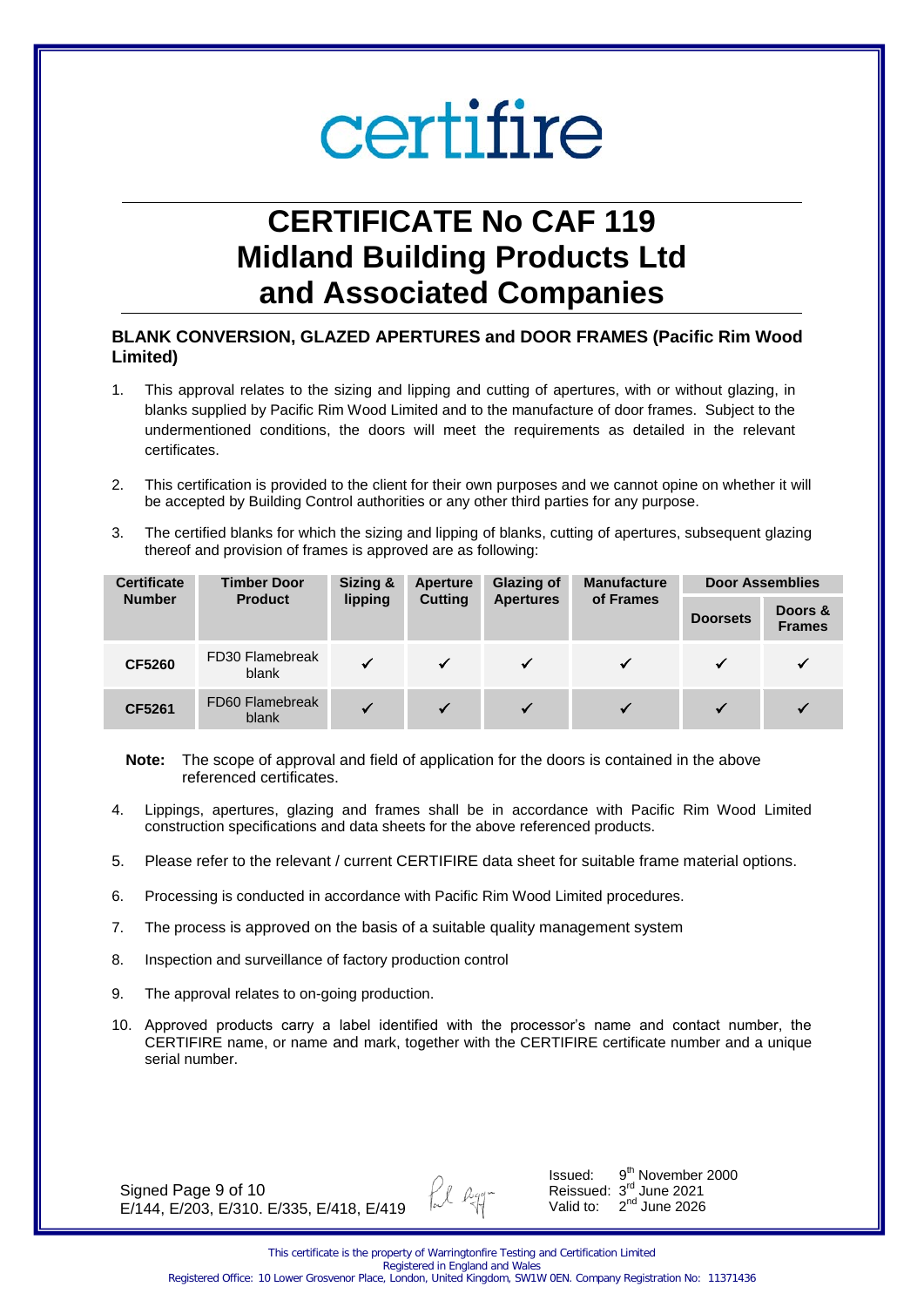certifire

# CERTIFICATE No CAF 119
# Midland Building Products Ltd
# and Associated Companies

**BLANK CONVERSION, GLAZED APERTURES and DOOR FRAMES (Pacific Rim Wood Limited)**

1. This approval relates to the sizing and lipping and cutting of apertures, with or without glazing, in blanks supplied by Pacific Rim Wood Limited and to the manufacture of door frames. Subject to the undermentioned conditions, the doors will meet the requirements as detailed in the relevant certificates.

2. This certification is provided to the client for their own purposes and we cannot opine on whether it will be accepted by Building Control authorities or any other third parties for any purpose.

3. The certified blanks for which the sizing and lipping of blanks, cutting of apertures, subsequent glazing thereof and provision of frames is approved are as following:

| Certificate Number | Timber Door Product | Sizing & lipping | Aperture Cutting | Glazing of Apertures | Manufacture of Frames | Door Assemblies | |
|---|---|---|---|---|---|---|---|
| | | | | | | Doorsets | Doors & Frames |
| **CF5260** | FD30 Flamebreak blank | ✓ | ✓ | ✓ | ✓ | ✓ | ✓ |
| **CF5261** | FD60 Flamebreak blank | ✓ | ✓ | ✓ | ✓ | ✓ | ✓ |

**Note:** The scope of approval and field of application for the doors is contained in the above referenced certificates.

4. Lippings, apertures, glazing and frames shall be in accordance with Pacific Rim Wood Limited construction specifications and data sheets for the above referenced products.

5. Please refer to the relevant / current CERTIFIRE data sheet for suitable frame material options.

6. Processing is conducted in accordance with Pacific Rim Wood Limited procedures.

7. The process is approved on the basis of a suitable quality management system

8. Inspection and surveillance of factory production control

9. The approval relates to on-going production.

10. Approved products carry a label identified with the processor's name and contact number, the CERTIFIRE name, or name and mark, together with the CERTIFIRE certificate number and a unique serial number.

Signed
E/144, E/203, E/310. E/335, E/418, E/419

Issued: 9th November 2000
Reissued: 3rd June 2021
Valid to: 2nd June 2026

This certificate is the property of Warringtonfire Testing and Certification Limited
Registered in England and Wales
Registered Office: 10 Lower Grosvenor Place, London, United Kingdom, SW1W 0EN. Company Registration No: 11371436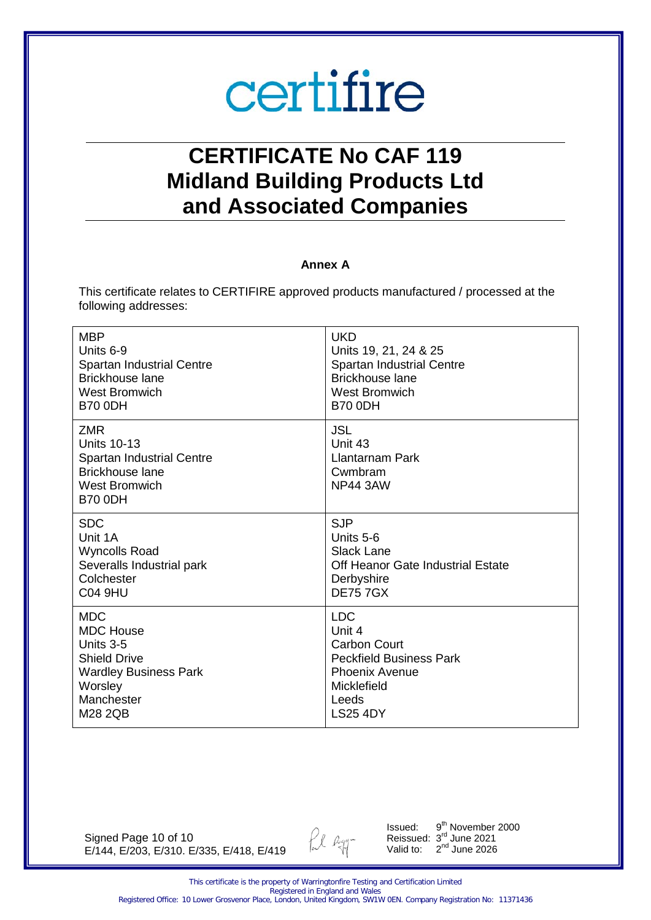certifire

# CERTIFICATE No CAF 119
# Midland Building Products Ltd
# and Associated Companies

**Annex A**

This certificate relates to CERTIFIRE approved products manufactured / processed at the following addresses:

| | |
|---|---|
| MBP<br>Units 6-9<br>Spartan Industrial Centre<br>Brickhouse lane<br>West Bromwich<br>B70 0DH | UKD<br>Units 19, 21, 24 & 25<br>Spartan Industrial Centre<br>Brickhouse lane<br>West Bromwich<br>B70 0DH |
| ZMR<br>Units 10-13<br>Spartan Industrial Centre<br>Brickhouse lane<br>West Bromwich<br>B70 0DH | JSL<br>Unit 43<br>Llantarnam Park<br>Cwmbram<br>NP44 3AW |
| SDC<br>Unit 1A<br>Wyncolls Road<br>Severalls Industrial park<br>Colchester<br>C04 9HU | SJP<br>Units 5-6<br>Slack Lane<br>Off Heanor Gate Industrial Estate<br>Derbyshire<br>DE75 7GX |
| MDC<br>MDC House<br>Units 3-5<br>Shield Drive<br>Wardley Business Park<br>Worsley<br>Manchester<br>M28 2QB | LDC<br>Unit 4<br>Carbon Court<br>Peckfield Business Park<br>Phoenix Avenue<br>Micklefield<br>Leeds<br>LS25 4DY |

Signed Page 10 of 10
E/144, E/203, E/310. E/335, E/418, E/419

Issued: 9th November 2000
Reissued: 3rd June 2021
Valid to: 2nd June 2026

This certificate is the property of Warringtonfire Testing and Certification Limited
Registered in England and Wales
Registered Office: 10 Lower Grosvenor Place, London, United Kingdom, SW1W 0EN. Company Registration No: 11371436